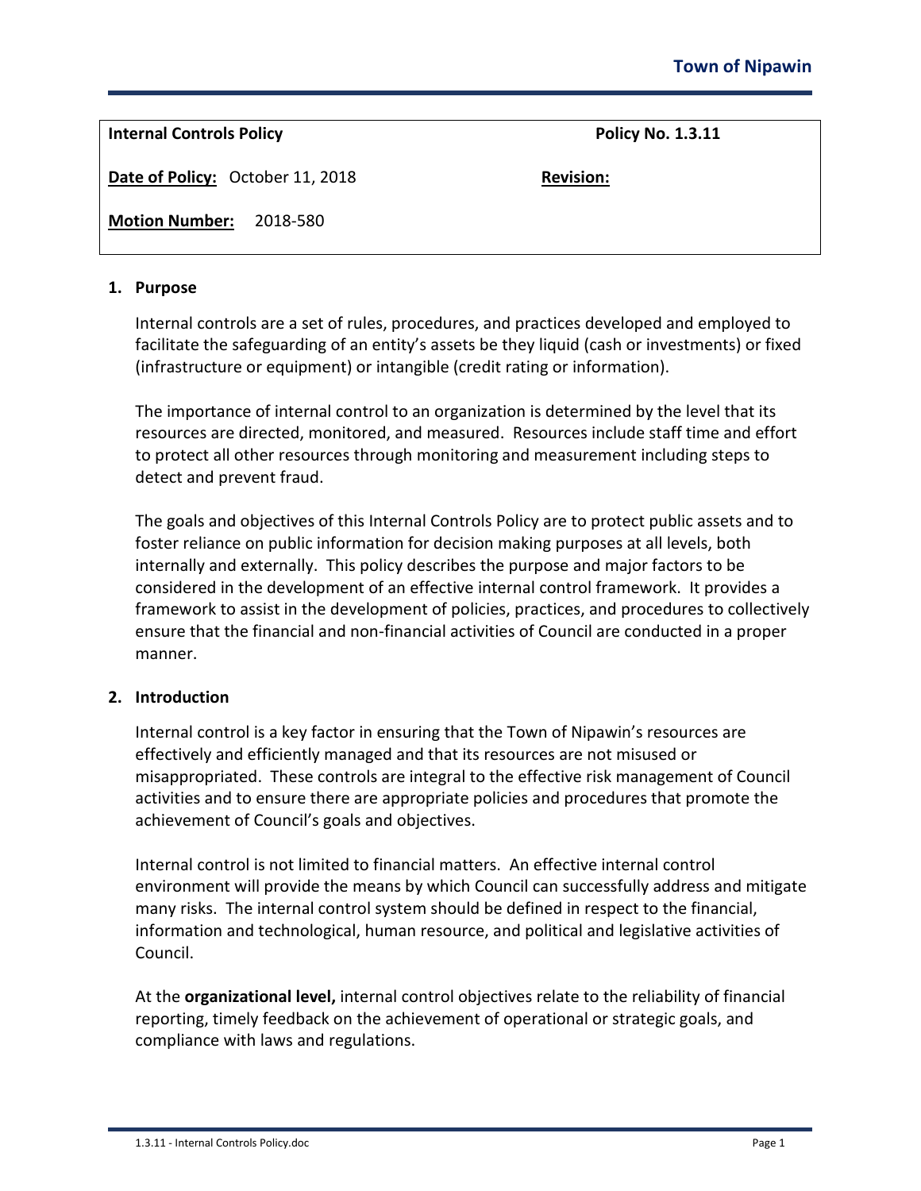**Town of Nipawin**

| **Internal Controls Policy** | **Policy No. 1.3.11** |
|---|---|
| **Date of Policy:** October 11, 2018 | **Revision:** |
| **Motion Number:** 2018-580 | |

## 1. Purpose

Internal controls are a set of rules, procedures, and practices developed and employed to facilitate the safeguarding of an entity's assets be they liquid (cash or investments) or fixed (infrastructure or equipment) or intangible (credit rating or information).

The importance of internal control to an organization is determined by the level that its resources are directed, monitored, and measured. Resources include staff time and effort to protect all other resources through monitoring and measurement including steps to detect and prevent fraud.

The goals and objectives of this Internal Controls Policy are to protect public assets and to foster reliance on public information for decision making purposes at all levels, both internally and externally. This policy describes the purpose and major factors to be considered in the development of an effective internal control framework. It provides a framework to assist in the development of policies, practices, and procedures to collectively ensure that the financial and non-financial activities of Council are conducted in a proper manner.

## 2. Introduction

Internal control is a key factor in ensuring that the Town of Nipawin's resources are effectively and efficiently managed and that its resources are not misused or misappropriated. These controls are integral to the effective risk management of Council activities and to ensure there are appropriate policies and procedures that promote the achievement of Council's goals and objectives.

Internal control is not limited to financial matters. An effective internal control environment will provide the means by which Council can successfully address and mitigate many risks. The internal control system should be defined in respect to the financial, information and technological, human resource, and political and legislative activities of Council.

At the **organizational level,** internal control objectives relate to the reliability of financial reporting, timely feedback on the achievement of operational or strategic goals, and compliance with laws and regulations.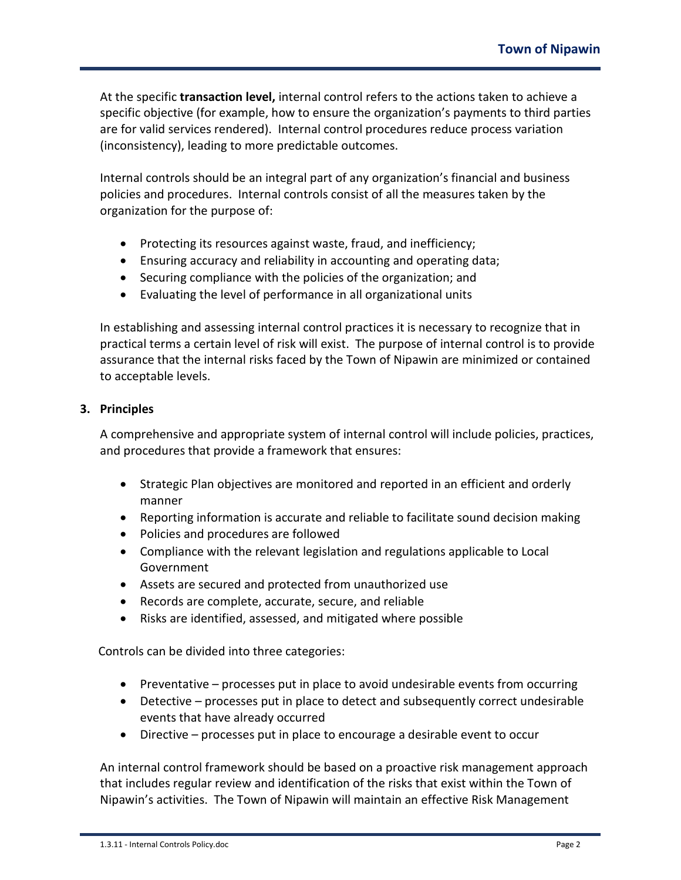At the specific **transaction level,** internal control refers to the actions taken to achieve a specific objective (for example, how to ensure the organization's payments to third parties are for valid services rendered). Internal control procedures reduce process variation (inconsistency), leading to more predictable outcomes.

Internal controls should be an integral part of any organization's financial and business policies and procedures. Internal controls consist of all the measures taken by the organization for the purpose of:

- Protecting its resources against waste, fraud, and inefficiency;
- Ensuring accuracy and reliability in accounting and operating data;
- Securing compliance with the policies of the organization; and
- Evaluating the level of performance in all organizational units

In establishing and assessing internal control practices it is necessary to recognize that in practical terms a certain level of risk will exist. The purpose of internal control is to provide assurance that the internal risks faced by the Town of Nipawin are minimized or contained to acceptable levels.

## 3. Principles

A comprehensive and appropriate system of internal control will include policies, practices, and procedures that provide a framework that ensures:

- Strategic Plan objectives are monitored and reported in an efficient and orderly manner
- Reporting information is accurate and reliable to facilitate sound decision making
- Policies and procedures are followed
- Compliance with the relevant legislation and regulations applicable to Local Government
- Assets are secured and protected from unauthorized use
- Records are complete, accurate, secure, and reliable
- Risks are identified, assessed, and mitigated where possible

Controls can be divided into three categories:

- Preventative – processes put in place to avoid undesirable events from occurring
- Detective – processes put in place to detect and subsequently correct undesirable events that have already occurred
- Directive – processes put in place to encourage a desirable event to occur

An internal control framework should be based on a proactive risk management approach that includes regular review and identification of the risks that exist within the Town of Nipawin's activities. The Town of Nipawin will maintain an effective Risk Management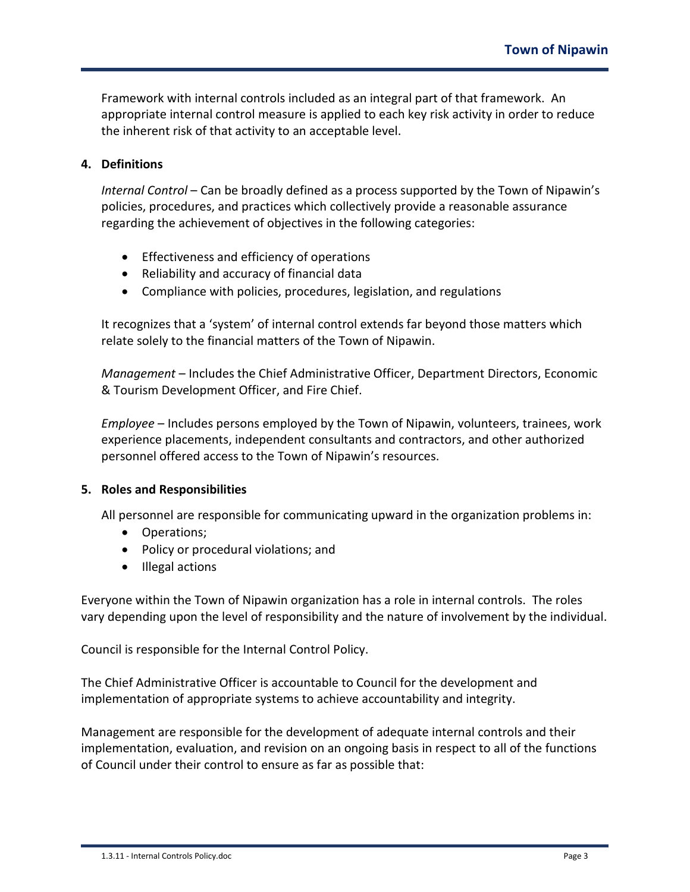Framework with internal controls included as an integral part of that framework. An appropriate internal control measure is applied to each key risk activity in order to reduce the inherent risk of that activity to an acceptable level.

## 4. Definitions

*Internal Control* – Can be broadly defined as a process supported by the Town of Nipawin's policies, procedures, and practices which collectively provide a reasonable assurance regarding the achievement of objectives in the following categories:

- Effectiveness and efficiency of operations
- Reliability and accuracy of financial data
- Compliance with policies, procedures, legislation, and regulations

It recognizes that a 'system' of internal control extends far beyond those matters which relate solely to the financial matters of the Town of Nipawin.

*Management* – Includes the Chief Administrative Officer, Department Directors, Economic & Tourism Development Officer, and Fire Chief.

*Employee* – Includes persons employed by the Town of Nipawin, volunteers, trainees, work experience placements, independent consultants and contractors, and other authorized personnel offered access to the Town of Nipawin's resources.

## 5. Roles and Responsibilities

All personnel are responsible for communicating upward in the organization problems in:

- Operations;
- Policy or procedural violations; and
- Illegal actions

Everyone within the Town of Nipawin organization has a role in internal controls. The roles vary depending upon the level of responsibility and the nature of involvement by the individual.

Council is responsible for the Internal Control Policy.

The Chief Administrative Officer is accountable to Council for the development and implementation of appropriate systems to achieve accountability and integrity.

Management are responsible for the development of adequate internal controls and their implementation, evaluation, and revision on an ongoing basis in respect to all of the functions of Council under their control to ensure as far as possible that: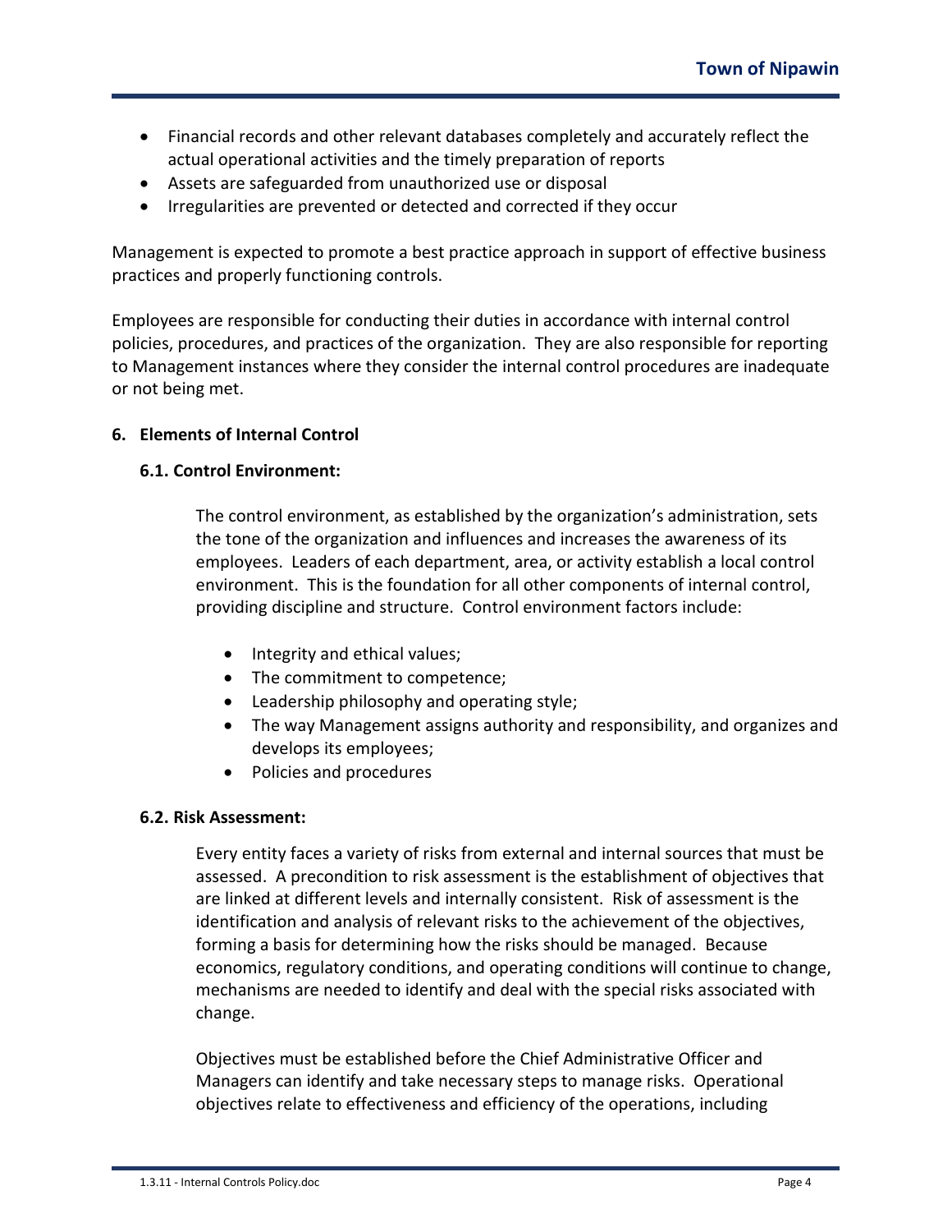- Financial records and other relevant databases completely and accurately reflect the actual operational activities and the timely preparation of reports
- Assets are safeguarded from unauthorized use or disposal
- Irregularities are prevented or detected and corrected if they occur

Management is expected to promote a best practice approach in support of effective business practices and properly functioning controls.

Employees are responsible for conducting their duties in accordance with internal control policies, procedures, and practices of the organization. They are also responsible for reporting to Management instances where they consider the internal control procedures are inadequate or not being met.

## 6. Elements of Internal Control

### 6.1. Control Environment:

The control environment, as established by the organization's administration, sets the tone of the organization and influences and increases the awareness of its employees. Leaders of each department, area, or activity establish a local control environment. This is the foundation for all other components of internal control, providing discipline and structure. Control environment factors include:

- Integrity and ethical values;
- The commitment to competence;
- Leadership philosophy and operating style;
- The way Management assigns authority and responsibility, and organizes and develops its employees;
- Policies and procedures

### 6.2. Risk Assessment:

Every entity faces a variety of risks from external and internal sources that must be assessed. A precondition to risk assessment is the establishment of objectives that are linked at different levels and internally consistent. Risk of assessment is the identification and analysis of relevant risks to the achievement of the objectives, forming a basis for determining how the risks should be managed. Because economics, regulatory conditions, and operating conditions will continue to change, mechanisms are needed to identify and deal with the special risks associated with change.

Objectives must be established before the Chief Administrative Officer and Managers can identify and take necessary steps to manage risks. Operational objectives relate to effectiveness and efficiency of the operations, including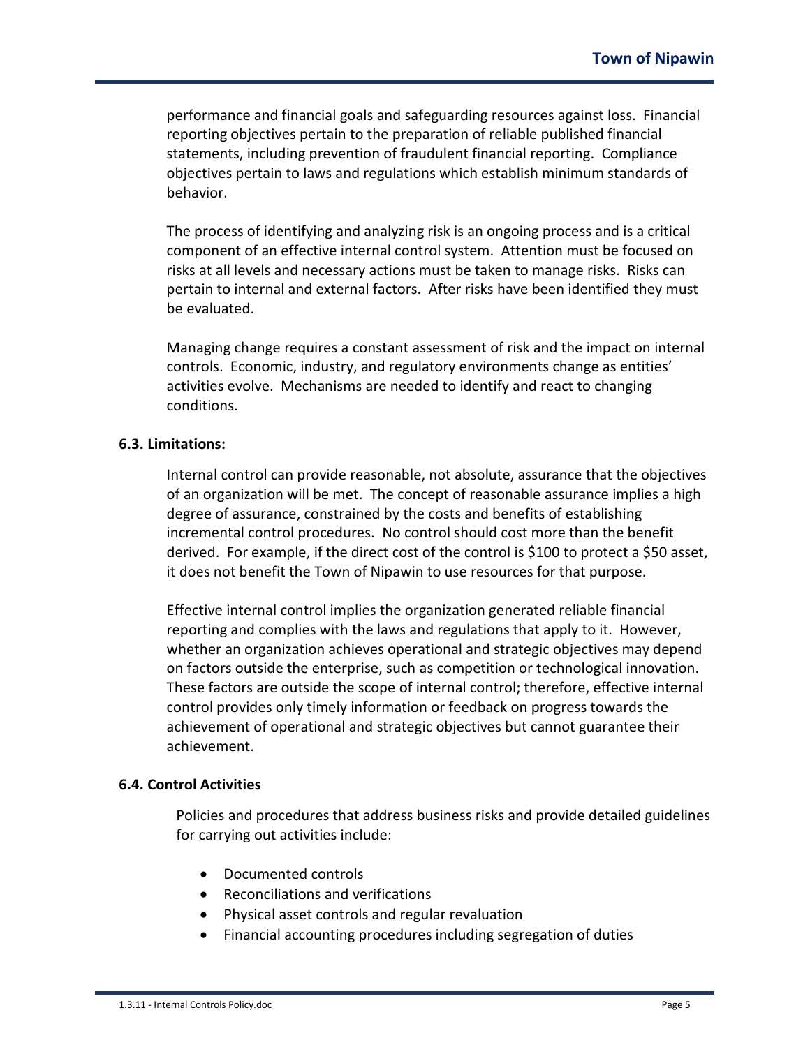performance and financial goals and safeguarding resources against loss. Financial reporting objectives pertain to the preparation of reliable published financial statements, including prevention of fraudulent financial reporting. Compliance objectives pertain to laws and regulations which establish minimum standards of behavior.

The process of identifying and analyzing risk is an ongoing process and is a critical component of an effective internal control system. Attention must be focused on risks at all levels and necessary actions must be taken to manage risks. Risks can pertain to internal and external factors. After risks have been identified they must be evaluated.

Managing change requires a constant assessment of risk and the impact on internal controls. Economic, industry, and regulatory environments change as entities' activities evolve. Mechanisms are needed to identify and react to changing conditions.

### 6.3. Limitations:

Internal control can provide reasonable, not absolute, assurance that the objectives of an organization will be met. The concept of reasonable assurance implies a high degree of assurance, constrained by the costs and benefits of establishing incremental control procedures. No control should cost more than the benefit derived. For example, if the direct cost of the control is $100 to protect a $50 asset, it does not benefit the Town of Nipawin to use resources for that purpose.

Effective internal control implies the organization generated reliable financial reporting and complies with the laws and regulations that apply to it. However, whether an organization achieves operational and strategic objectives may depend on factors outside the enterprise, such as competition or technological innovation. These factors are outside the scope of internal control; therefore, effective internal control provides only timely information or feedback on progress towards the achievement of operational and strategic objectives but cannot guarantee their achievement.

### 6.4. Control Activities

Policies and procedures that address business risks and provide detailed guidelines for carrying out activities include:

- Documented controls
- Reconciliations and verifications
- Physical asset controls and regular revaluation
- Financial accounting procedures including segregation of duties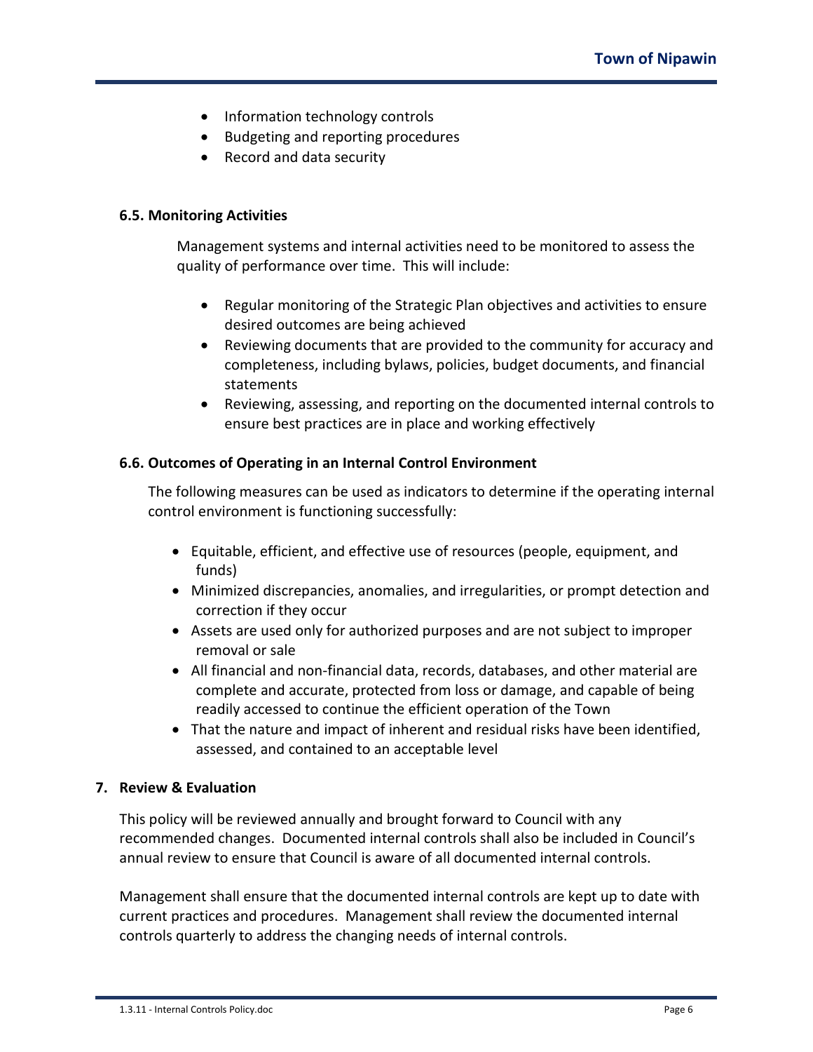- Information technology controls
- Budgeting and reporting procedures
- Record and data security

### 6.5. Monitoring Activities

Management systems and internal activities need to be monitored to assess the quality of performance over time. This will include:

- Regular monitoring of the Strategic Plan objectives and activities to ensure desired outcomes are being achieved
- Reviewing documents that are provided to the community for accuracy and completeness, including bylaws, policies, budget documents, and financial statements
- Reviewing, assessing, and reporting on the documented internal controls to ensure best practices are in place and working effectively

### 6.6. Outcomes of Operating in an Internal Control Environment

The following measures can be used as indicators to determine if the operating internal control environment is functioning successfully:

- Equitable, efficient, and effective use of resources (people, equipment, and funds)
- Minimized discrepancies, anomalies, and irregularities, or prompt detection and correction if they occur
- Assets are used only for authorized purposes and are not subject to improper removal or sale
- All financial and non-financial data, records, databases, and other material are complete and accurate, protected from loss or damage, and capable of being readily accessed to continue the efficient operation of the Town
- That the nature and impact of inherent and residual risks have been identified, assessed, and contained to an acceptable level

## 7. Review & Evaluation

This policy will be reviewed annually and brought forward to Council with any recommended changes. Documented internal controls shall also be included in Council's annual review to ensure that Council is aware of all documented internal controls.

Management shall ensure that the documented internal controls are kept up to date with current practices and procedures. Management shall review the documented internal controls quarterly to address the changing needs of internal controls.